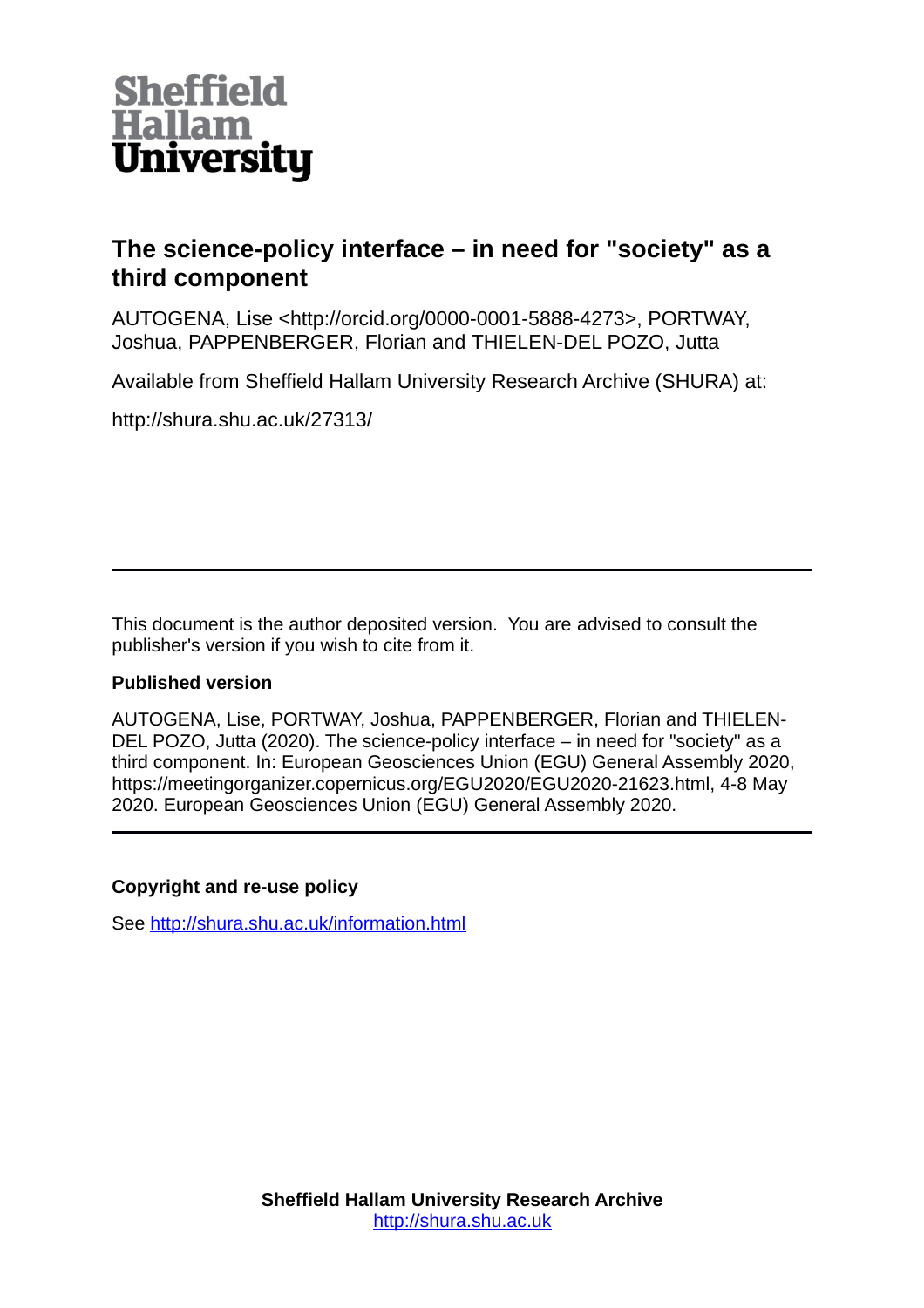Sheffield Hallam University

# The science-policy interface – in need for "society" as a third component

AUTOGENA, Lise <http://orcid.org/0000-0001-5888-4273>, PORTWAY, Joshua, PAPPENBERGER, Florian and THIELEN-DEL POZO, Jutta

Available from Sheffield Hallam University Research Archive (SHURA) at:

http://shura.shu.ac.uk/27313/

---

This document is the author deposited version. You are advised to consult the publisher's version if you wish to cite from it.

### Published version

AUTOGENA, Lise, PORTWAY, Joshua, PAPPENBERGER, Florian and THIELEN-DEL POZO, Jutta (2020). The science-policy interface – in need for "society" as a third component. In: European Geosciences Union (EGU) General Assembly 2020, https://meetingorganizer.copernicus.org/EGU2020/EGU2020-21623.html, 4-8 May 2020. European Geosciences Union (EGU) General Assembly 2020.

---

### Copyright and re-use policy

See http://shura.shu.ac.uk/information.html

**Sheffield Hallam University Research Archive**
http://shura.shu.ac.uk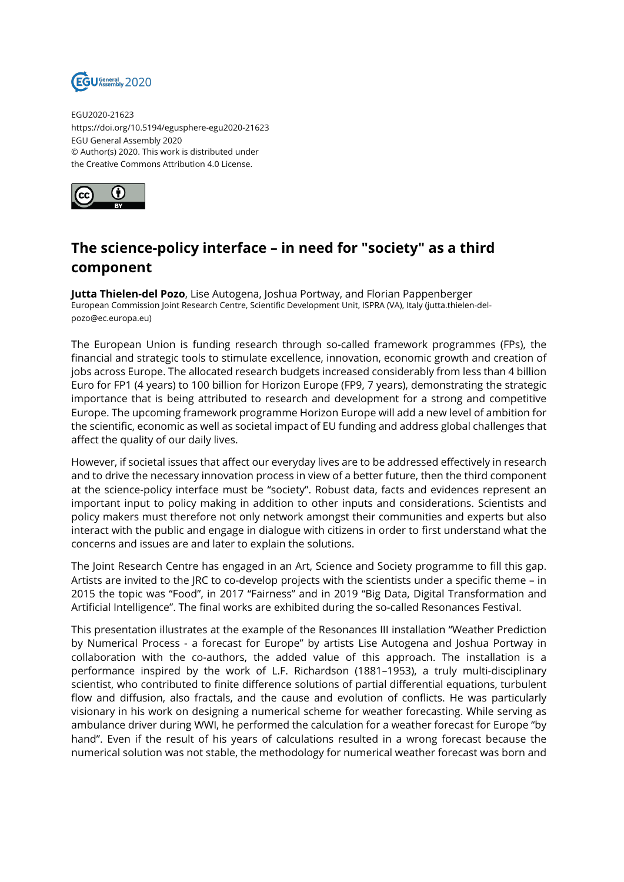EGU2020-21623
https://doi.org/10.5194/egusphere-egu2020-21623
EGU General Assembly 2020
© Author(s) 2020. This work is distributed under
the Creative Commons Attribution 4.0 License.

# The science-policy interface – in need for "society" as a third component

**Jutta Thielen-del Pozo**, Lise Autogena, Joshua Portway, and Florian Pappenberger
European Commission Joint Research Centre, Scientific Development Unit, ISPRA (VA), Italy (jutta.thielen-del-pozo@ec.europa.eu)

The European Union is funding research through so-called framework programmes (FPs), the financial and strategic tools to stimulate excellence, innovation, economic growth and creation of jobs across Europe. The allocated research budgets increased considerably from less than 4 billion Euro for FP1 (4 years) to 100 billion for Horizon Europe (FP9, 7 years), demonstrating the strategic importance that is being attributed to research and development for a strong and competitive Europe. The upcoming framework programme Horizon Europe will add a new level of ambition for the scientific, economic as well as societal impact of EU funding and address global challenges that affect the quality of our daily lives.

However, if societal issues that affect our everyday lives are to be addressed effectively in research and to drive the necessary innovation process in view of a better future, then the third component at the science-policy interface must be "society". Robust data, facts and evidences represent an important input to policy making in addition to other inputs and considerations. Scientists and policy makers must therefore not only network amongst their communities and experts but also interact with the public and engage in dialogue with citizens in order to first understand what the concerns and issues are and later to explain the solutions.

The Joint Research Centre has engaged in an Art, Science and Society programme to fill this gap. Artists are invited to the JRC to co-develop projects with the scientists under a specific theme – in 2015 the topic was "Food", in 2017 "Fairness" and in 2019 "Big Data, Digital Transformation and Artificial Intelligence". The final works are exhibited during the so-called Resonances Festival.

This presentation illustrates at the example of the Resonances III installation "Weather Prediction by Numerical Process - a forecast for Europe" by artists Lise Autogena and Joshua Portway in collaboration with the co-authors, the added value of this approach. The installation is a performance inspired by the work of L.F. Richardson (1881–1953), a truly multi-disciplinary scientist, who contributed to finite difference solutions of partial differential equations, turbulent flow and diffusion, also fractals, and the cause and evolution of conflicts. He was particularly visionary in his work on designing a numerical scheme for weather forecasting. While serving as ambulance driver during WWI, he performed the calculation for a weather forecast for Europe "by hand". Even if the result of his years of calculations resulted in a wrong forecast because the numerical solution was not stable, the methodology for numerical weather forecast was born and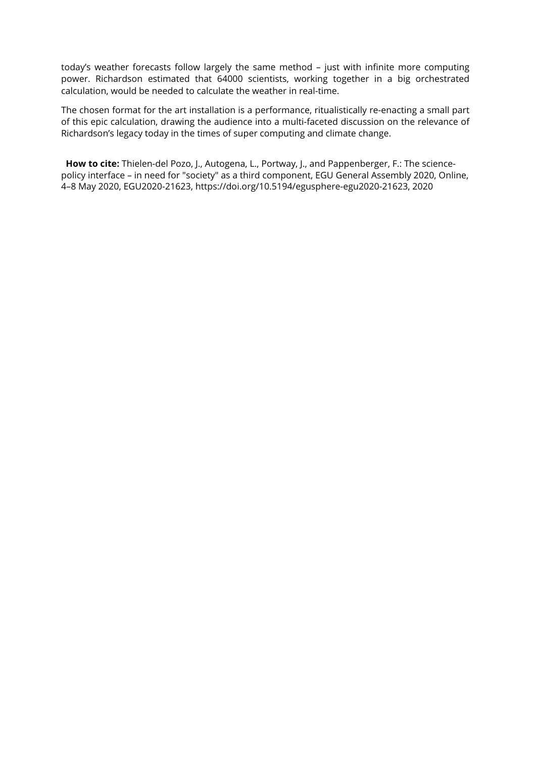today's weather forecasts follow largely the same method – just with infinite more computing power. Richardson estimated that 64000 scientists, working together in a big orchestrated calculation, would be needed to calculate the weather in real-time.

The chosen format for the art installation is a performance, ritualistically re-enacting a small part of this epic calculation, drawing the audience into a multi-faceted discussion on the relevance of Richardson's legacy today in the times of super computing and climate change.

**How to cite:** Thielen-del Pozo, J., Autogena, L., Portway, J., and Pappenberger, F.: The science-policy interface – in need for "society" as a third component, EGU General Assembly 2020, Online, 4–8 May 2020, EGU2020-21623, https://doi.org/10.5194/egusphere-egu2020-21623, 2020